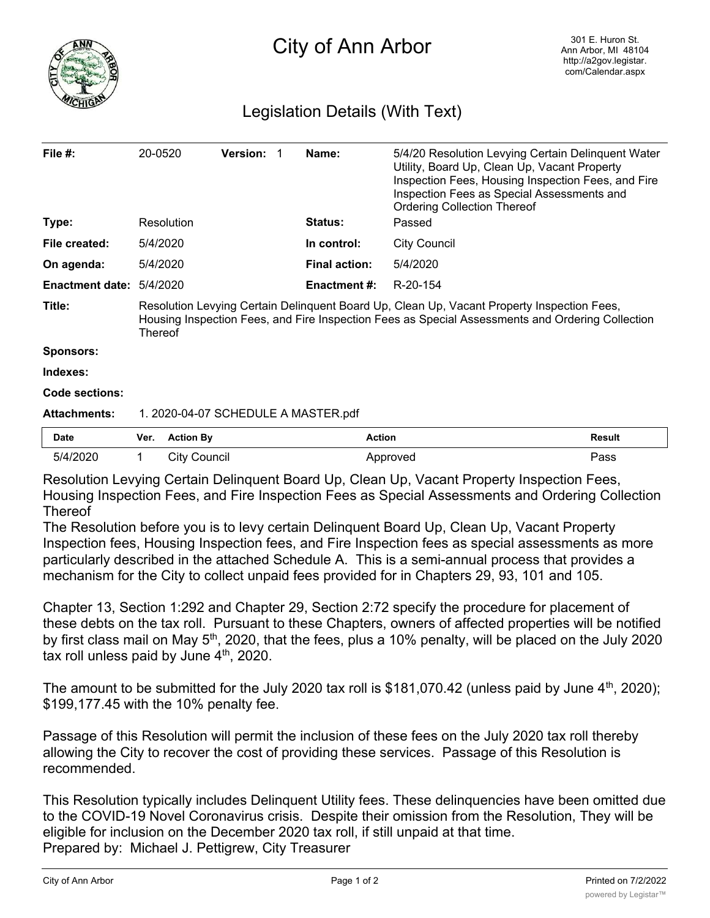# City of Ann Arbor

301 E. Huron St.
Ann Arbor, MI 48104
http://a2gov.legistar.com/Calendar.aspx

## Legislation Details (With Text)

| | | | | | |
|---|---|---|---|---|---|
| **File #:** | 20-0520 | **Version:** | 1 | **Name:** | 5/4/20 Resolution Levying Certain Delinquent Water Utility, Board Up, Clean Up, Vacant Property Inspection Fees, Housing Inspection Fees, and Fire Inspection Fees as Special Assessments and Ordering Collection Thereof |
| **Type:** | Resolution | | | **Status:** | Passed |
| **File created:** | 5/4/2020 | | | **In control:** | City Council |
| **On agenda:** | 5/4/2020 | | | **Final action:** | 5/4/2020 |
| **Enactment date:** | 5/4/2020 | | | **Enactment #:** | R-20-154 |

**Title:** Resolution Levying Certain Delinquent Board Up, Clean Up, Vacant Property Inspection Fees, Housing Inspection Fees, and Fire Inspection Fees as Special Assessments and Ordering Collection Thereof

**Sponsors:**

**Indexes:**

**Code sections:**

**Attachments:** 1. 2020-04-07 SCHEDULE A MASTER.pdf

| Date | Ver. | Action By | Action | Result |
|---|---|---|---|---|
| 5/4/2020 | 1 | City Council | Approved | Pass |

Resolution Levying Certain Delinquent Board Up, Clean Up, Vacant Property Inspection Fees, Housing Inspection Fees, and Fire Inspection Fees as Special Assessments and Ordering Collection Thereof

The Resolution before you is to levy certain Delinquent Board Up, Clean Up, Vacant Property Inspection fees, Housing Inspection fees, and Fire Inspection fees as special assessments as more particularly described in the attached Schedule A. This is a semi-annual process that provides a mechanism for the City to collect unpaid fees provided for in Chapters 29, 93, 101 and 105.

Chapter 13, Section 1:292 and Chapter 29, Section 2:72 specify the procedure for placement of these debts on the tax roll. Pursuant to these Chapters, owners of affected properties will be notified by first class mail on May 5th, 2020, that the fees, plus a 10% penalty, will be placed on the July 2020 tax roll unless paid by June 4th, 2020.

The amount to be submitted for the July 2020 tax roll is $181,070.42 (unless paid by June 4th, 2020); $199,177.45 with the 10% penalty fee.

Passage of this Resolution will permit the inclusion of these fees on the July 2020 tax roll thereby allowing the City to recover the cost of providing these services. Passage of this Resolution is recommended.

This Resolution typically includes Delinquent Utility fees. These delinquencies have been omitted due to the COVID-19 Novel Coronavirus crisis. Despite their omission from the Resolution, They will be eligible for inclusion on the December 2020 tax roll, if still unpaid at that time.

Prepared by: Michael J. Pettigrew, City Treasurer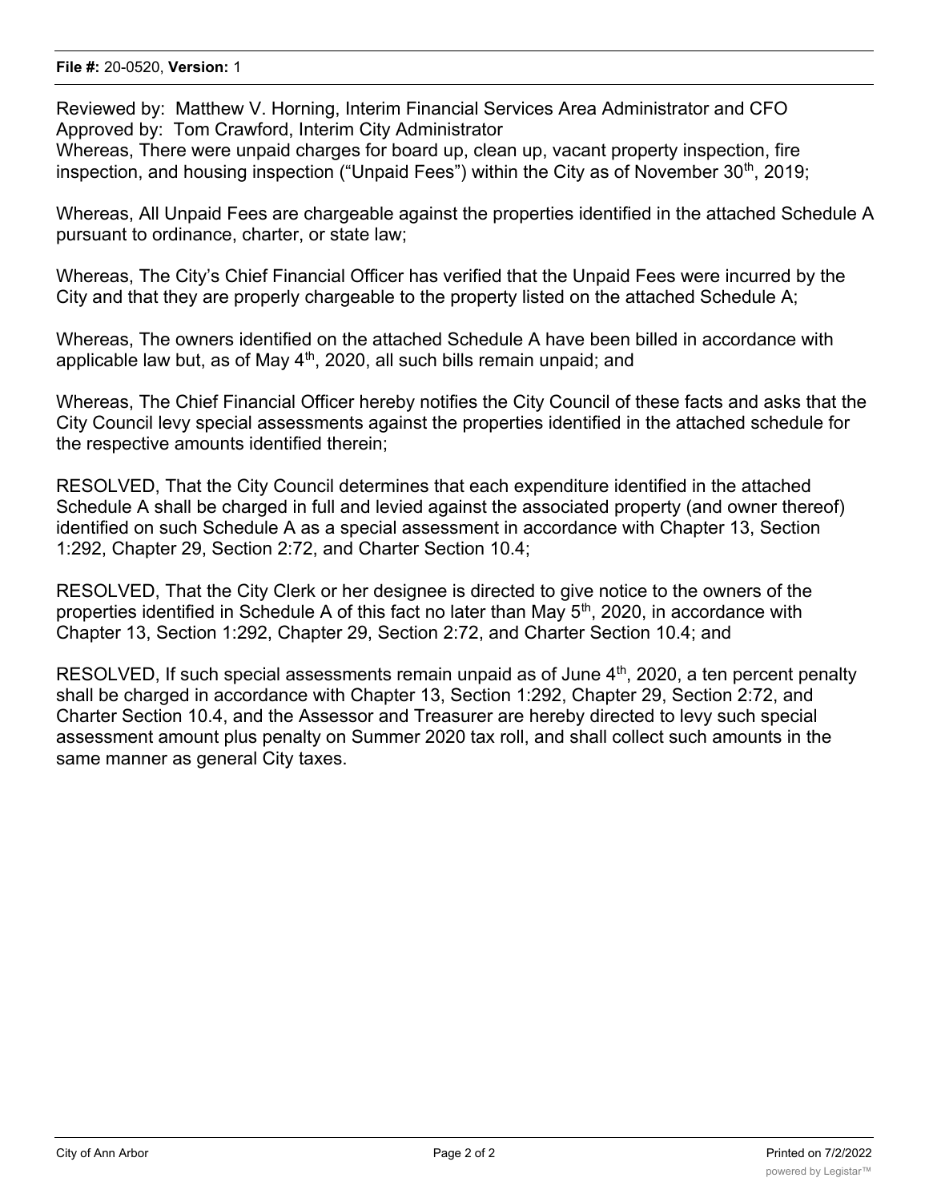Reviewed by: Matthew V. Horning, Interim Financial Services Area Administrator and CFO
Approved by: Tom Crawford, Interim City Administrator

Whereas, There were unpaid charges for board up, clean up, vacant property inspection, fire inspection, and housing inspection ("Unpaid Fees") within the City as of November 30th, 2019;

Whereas, All Unpaid Fees are chargeable against the properties identified in the attached Schedule A pursuant to ordinance, charter, or state law;

Whereas, The City's Chief Financial Officer has verified that the Unpaid Fees were incurred by the City and that they are properly chargeable to the property listed on the attached Schedule A;

Whereas, The owners identified on the attached Schedule A have been billed in accordance with applicable law but, as of May 4th, 2020, all such bills remain unpaid; and

Whereas, The Chief Financial Officer hereby notifies the City Council of these facts and asks that the City Council levy special assessments against the properties identified in the attached schedule for the respective amounts identified therein;

RESOLVED, That the City Council determines that each expenditure identified in the attached Schedule A shall be charged in full and levied against the associated property (and owner thereof) identified on such Schedule A as a special assessment in accordance with Chapter 13, Section 1:292, Chapter 29, Section 2:72, and Charter Section 10.4;

RESOLVED, That the City Clerk or her designee is directed to give notice to the owners of the properties identified in Schedule A of this fact no later than May 5th, 2020, in accordance with Chapter 13, Section 1:292, Chapter 29, Section 2:72, and Charter Section 10.4; and

RESOLVED, If such special assessments remain unpaid as of June 4th, 2020, a ten percent penalty shall be charged in accordance with Chapter 13, Section 1:292, Chapter 29, Section 2:72, and Charter Section 10.4, and the Assessor and Treasurer are hereby directed to levy such special assessment amount plus penalty on Summer 2020 tax roll, and shall collect such amounts in the same manner as general City taxes.